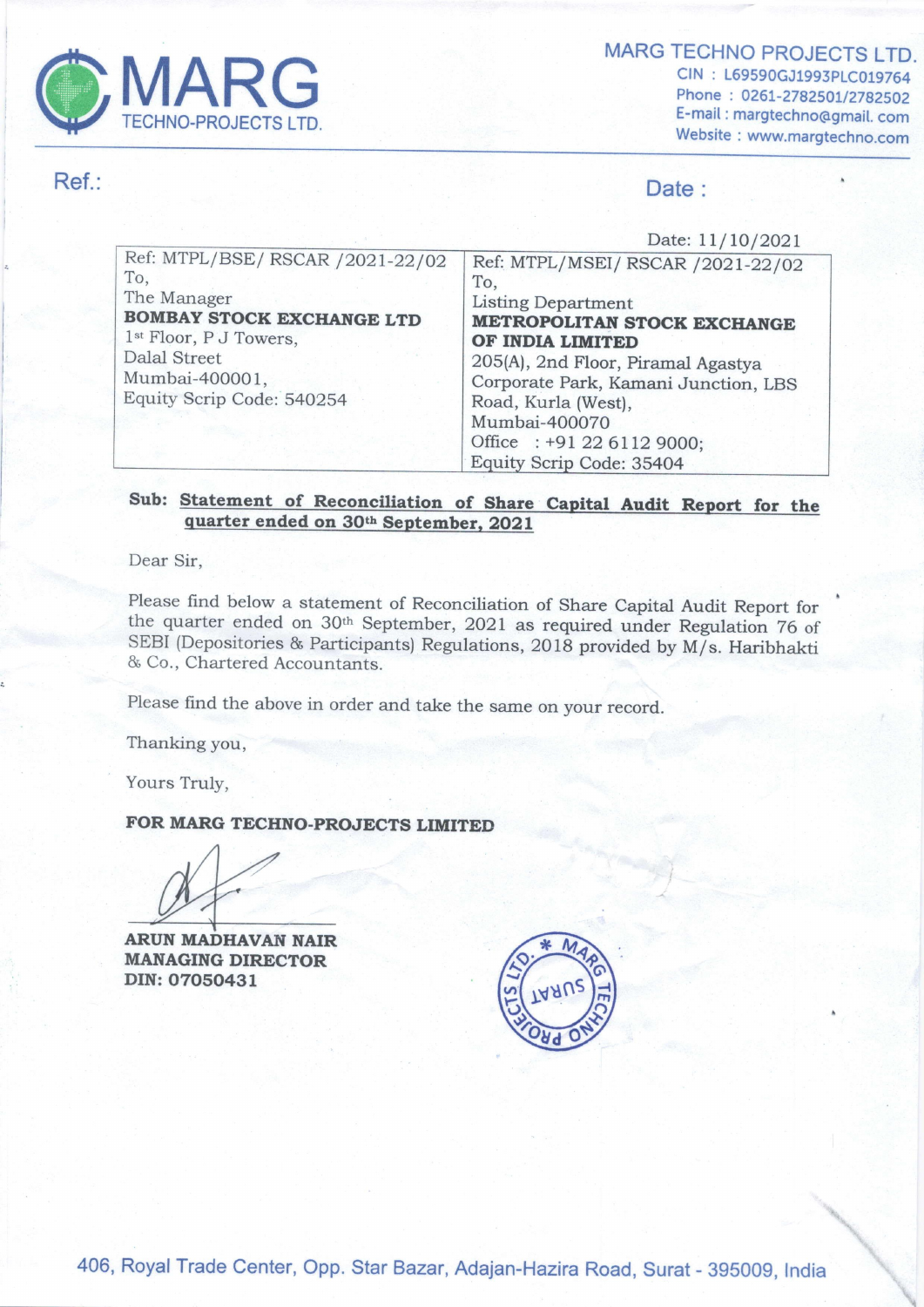# MARG TECHNO PROJECTS LTD.

CIN : L69590GJ1993PLC019764
Phone : 0261-2782501/2782502
E-mail : margtechno@gmail.com
Website : www.margtechno.com

Ref.:

Date :

Date: 11/10/2021

| Ref: MTPL/BSE/ RSCAR /2021-22/02<br>To,<br>The Manager<br>**BOMBAY STOCK EXCHANGE LTD**<br>1st Floor, P J Towers,<br>Dalal Street<br>Mumbai-400001,<br>Equity Scrip Code: 540254 | Ref: MTPL/MSEI/ RSCAR /2021-22/02<br>To,<br>Listing Department<br>**METROPOLITAN STOCK EXCHANGE OF INDIA LIMITED**<br>205(A), 2nd Floor, Piramal Agastya Corporate Park, Kamani Junction, LBS Road, Kurla (West),<br>Mumbai-400070<br>Office : +91 22 6112 9000;<br>Equity Scrip Code: 35404 |
|---|---|

**Sub: Statement of Reconciliation of Share Capital Audit Report for the quarter ended on 30th September, 2021**

Dear Sir,

Please find below a statement of Reconciliation of Share Capital Audit Report for the quarter ended on 30th September, 2021 as required under Regulation 76 of SEBI (Depositories & Participants) Regulations, 2018 provided by M/s. Haribhakti & Co., Chartered Accountants.

Please find the above in order and take the same on your record.

Thanking you,

Yours Truly,

**FOR MARG TECHNO-PROJECTS LIMITED**

**ARUN MADHAVAN NAIR**
**MANAGING DIRECTOR**
**DIN: 07050431**

406, Royal Trade Center, Opp. Star Bazar, Adajan-Hazira Road, Surat - 395009, India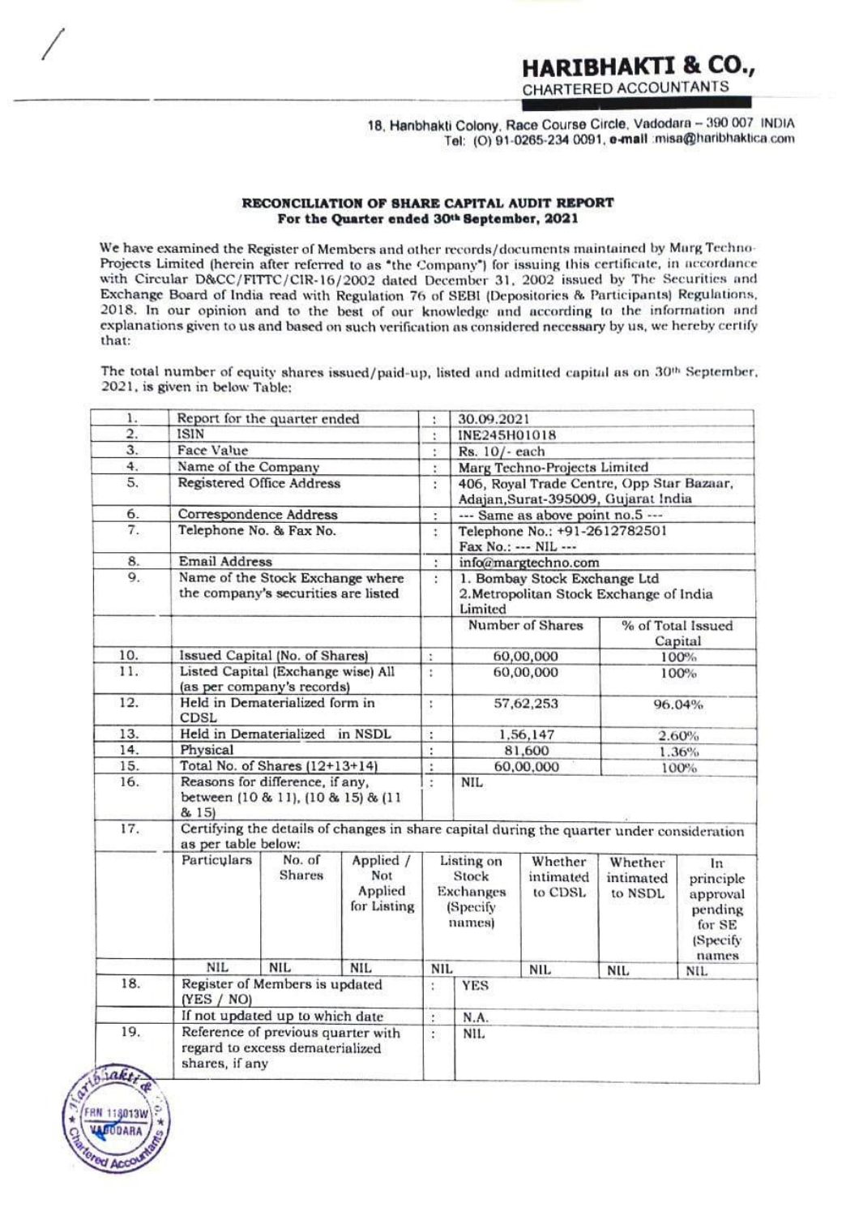# HARIBHAKTI & CO.,

CHARTERED ACCOUNTANTS

18, Hanbhakti Colony, Race Course Circle, Vadodara – 390 007 INDIA
Tel: (O) 91-0265-234 0091, e-mail :misa@haribhaktica.com

**RECONCILIATION OF SHARE CAPITAL AUDIT REPORT**
**For the Quarter ended 30th September, 2021**

We have examined the Register of Members and other records/documents maintained by Marg Techno-Projects Limited (herein after referred to as "the Company") for issuing this certificate, in accordance with Circular D&CC/FITTC/CIR-16/2002 dated December 31, 2002 issued by The Securities and Exchange Board of India read with Regulation 76 of SEBI (Depositories & Participants) Regulations, 2018. In our opinion and to the best of our knowledge and according to the information and explanations given to us and based on such verification as considered necessary by us, we hereby certify that:

The total number of equity shares issued/paid-up, listed and admitted capital as on 30th September, 2021, is given in below Table:

| | | | | |
|---|---|---|---|---|
| 1. | Report for the quarter ended | : | 30.09.2021 | |
| 2. | ISIN | : | INE245H01018 | |
| 3. | Face Value | : | Rs. 10/- each | |
| 4. | Name of the Company | : | Marg Techno-Projects Limited | |
| 5. | Registered Office Address | : | 406, Royal Trade Centre, Opp Star Bazaar, Adajan,Surat-395009, Gujarat India | |
| 6. | Correspondence Address | : | --- Same as above point no.5 --- | |
| 7. | Telephone No. & Fax No. | : | Telephone No.: +91-2612782501<br>Fax No.: --- NIL --- | |
| 8. | Email Address | : | info@margtechno.com | |
| 9. | Name of the Stock Exchange where the company's securities are listed | : | 1. Bombay Stock Exchange Ltd<br>2.Metropolitan Stock Exchange of India Limited | |
| | | | Number of Shares | % of Total Issued Capital |
| 10. | Issued Capital (No. of Shares) | : | 60,00,000 | 100% |
| 11. | Listed Capital (Exchange wise) All (as per company's records) | : | 60,00,000 | 100% |
| 12. | Held in Dematerialized form in CDSL | : | 57,62,253 | 96.04% |
| 13. | Held in Dematerialized in NSDL | : | 1,56,147 | 2.60% |
| 14. | Physical | : | 81,600 | 1.36% |
| 15. | Total No. of Shares (12+13+14) | : | 60,00,000 | 100% |
| 16. | Reasons for difference, if any, between (10 & 11), (10 & 15) & (11 & 15) | : | NIL | |

17. Certifying the details of changes in share capital during the quarter under consideration as per table below:

| Particulars | No. of Shares | Applied / Not Applied for Listing | Listing on Stock Exchanges (Specify names) | Whether intimated to CDSL | Whether intimated to NSDL | In principle approval pending for SE (Specify names |
|---|---|---|---|---|---|---|
| NIL | NIL | NIL | NIL | NIL | NIL | NIL |

| | | | |
|---|---|---|---|
| 18. | Register of Members is updated (YES / NO) | : | YES |
| | If not updated up to which date | : | N.A. |
| 19. | Reference of previous quarter with regard to excess dematerialized shares, if any | : | NIL |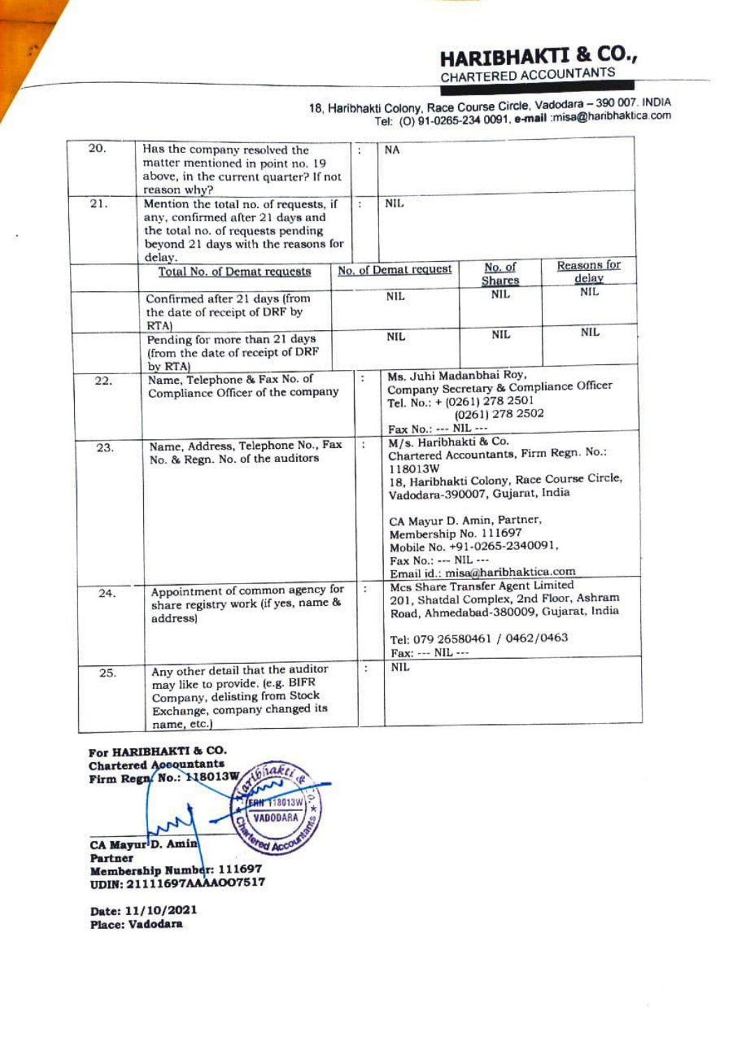# HARIBHAKTI & CO.,
CHARTERED ACCOUNTANTS

18, Haribhakti Colony, Race Course Circle, Vadodara – 390 007. INDIA
Tel: (O) 91-0265-234 0091, **e-mail** :misa@haribhaktica.com

| | | | | | |
|---|---|---|---|---|---|
| 20. | Has the company resolved the matter mentioned in point no. 19 above, in the current quarter? If not reason why? | : | NA | | |
| 21. | Mention the total no. of requests, if any, confirmed after 21 days and the total no. of requests pending beyond 21 days with the reasons for delay. | : | NIL | | |
| | Total No. of Demat requests | | No. of Demat request | No. of Shares | Reasons for delay |
| | Confirmed after 21 days (from the date of receipt of DRF by RTA) | | NIL | NIL | NIL |
| | Pending for more than 21 days (from the date of receipt of DRF by RTA) | | NIL | NIL | NIL |
| 22. | Name, Telephone & Fax No. of Compliance Officer of the company | : | Ms. Juhi Madanbhai Roy, Company Secretary & Compliance Officer<br>Tel. No.: + (0261) 278 2501<br>(0261) 278 2502<br>Fax No.: --- NIL --- | | |
| 23. | Name, Address, Telephone No., Fax No. & Regn. No. of the auditors | : | M/s. Haribhakti & Co.<br>Chartered Accountants, Firm Regn. No.: 118013W<br>18, Haribhakti Colony, Race Course Circle, Vadodara-390007, Gujarat, India<br><br>CA Mayur D. Amin, Partner,<br>Membership No. 111697<br>Mobile No. +91-0265-2340091,<br>Fax No.: --- NIL ---<br>Email id.: misa@haribhaktica.com | | |
| 24. | Appointment of common agency for share registry work (if yes, name & address) | : | Mcs Share Transfer Agent Limited<br>201, Shatdal Complex, 2nd Floor, Ashram Road, Ahmedabad-380009, Gujarat, India<br><br>Tel: 079 26580461 / 0462/0463<br>Fax: --- NIL --- | | |
| 25. | Any other detail that the auditor may like to provide. (e.g. BIFR Company, delisting from Stock Exchange, company changed its name, etc.) | : | NIL | | |

**For HARIBHAKTI & CO.**
**Chartered Accountants**
**Firm Regn. No.: 118013W**

**CA Mayur D. Amin**
**Partner**
**Membership Number: 111697**
**UDIN: 21111697AAAAOO7517**

**Date: 11/10/2021**
**Place: Vadodara**